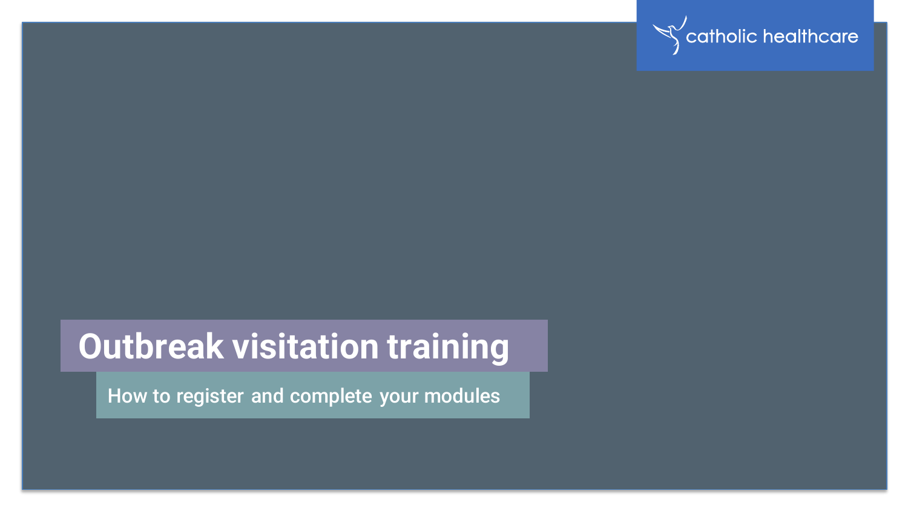catholic healthcare

# Outbreak visitation training

How to register and complete your modules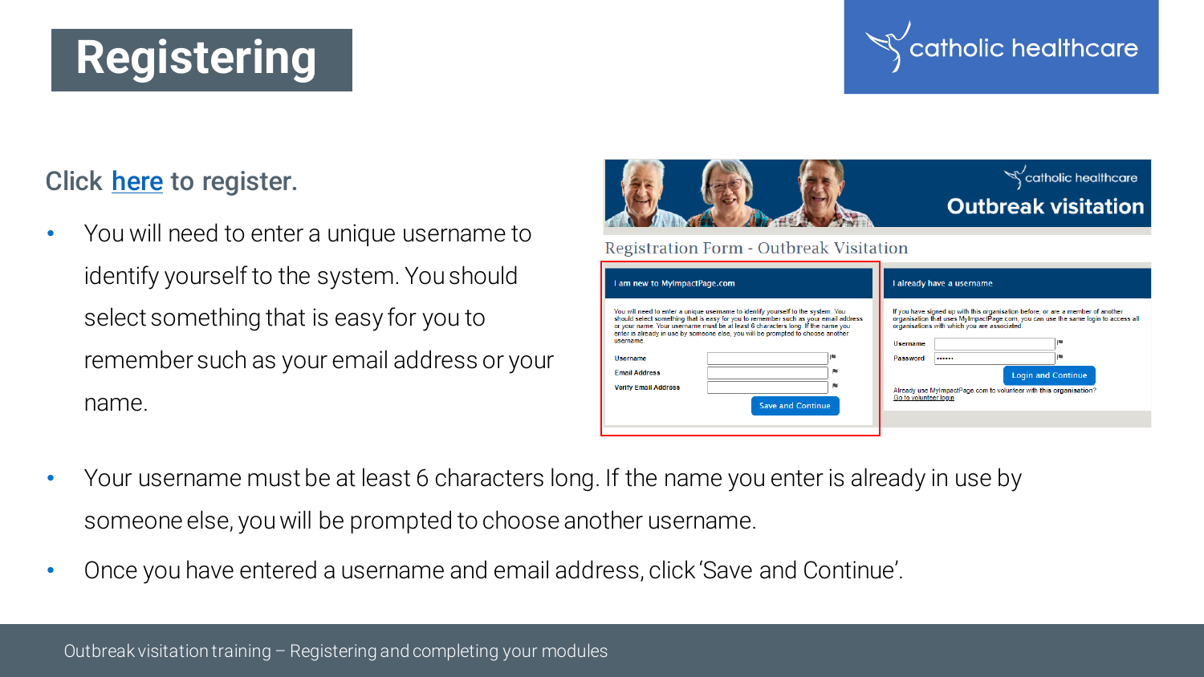# Registering

Click here to register.

- You will need to enter a unique username to identify yourself to the system. You should select something that is easy for you to remember such as your email address or your name.
- Your username must be at least 6 characters long. If the name you enter is already in use by someone else, you will be prompted to choose another username.
- Once you have entered a username and email address, click 'Save and Continue'.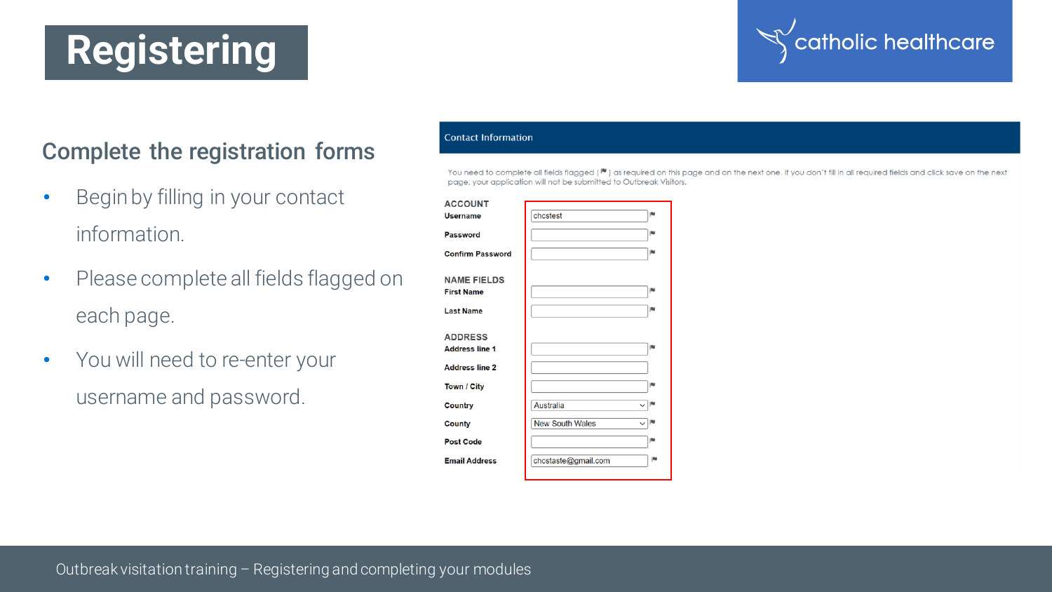# Registering

## Complete the registration forms

- Begin by filling in your contact information.
- Please complete all fields flagged on each page.
- You will need to re-enter your username and password.

**Contact Information**

You need to complete all fields flagged ( ⚑ ) as required on this page and on the next one. If you don't fill in all required fields and click save on the next page, your application will not be submitted to Outbreak Visitors.

**ACCOUNT**

| Field | Value |
|---|---|
| Username | chcstest ⚑ |
| Password | ⚑ |
| Confirm Password | ⚑ |

**NAME FIELDS**

| Field | Value |
|---|---|
| First Name | ⚑ |
| Last Name | ⚑ |

**ADDRESS**

| Field | Value |
|---|---|
| Address line 1 | ⚑ |
| Address line 2 | |
| Town / City | ⚑ |
| Country | Australia ⚑ |
| County | New South Wales ⚑ |
| Post Code | ⚑ |
| Email Address | chcstaste@gmail.com ⚑ |

Outbreak visitation training – Registering and completing your modules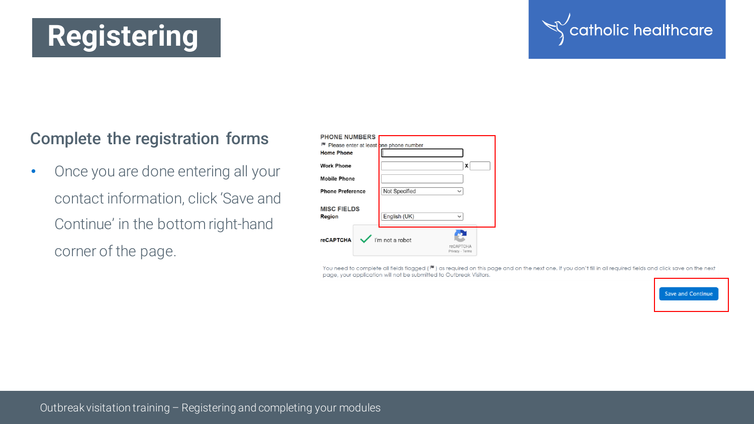# Registering

## Complete the registration forms

- Once you are done entering all your contact information, click 'Save and Continue' in the bottom right-hand corner of the page.

PHONE NUMBERS

Please enter at least one phone number

Home Phone

Work Phone x

Mobile Phone

Phone Preference Not Specified

MISC FIELDS

Region English (UK)

reCAPTCHA I'm not a robot

You need to complete all fields flagged ( ) as required on this page and on the next one. If you don't fill in all required fields and click save on the next page, your application will not be submitted to Outbreak Visitors.

Save and Continue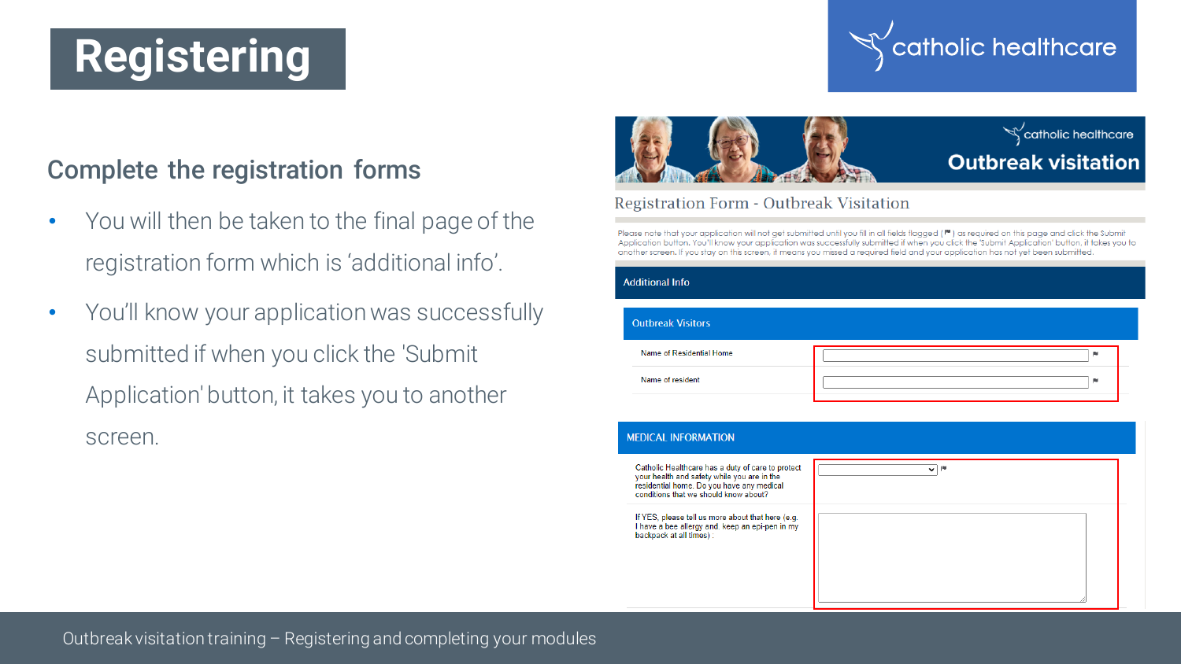# Registering

## Complete the registration forms

- You will then be taken to the final page of the registration form which is 'additional info'.
- You'll know your application was successfully submitted if when you click the 'Submit Application' button, it takes you to another screen.

catholic healthcare

Outbreak visitation

Registration Form - Outbreak Visitation

Please note that your application will not get submitted until you fill in all fields flagged (⚑) as required on this page and click the Submit Application button. You'll know your application was successfully submitted if when you click the 'Submit Application' button, it takes you to another screen. If you stay on this screen, it means you missed a required field and your application has not yet been submitted.

### Additional Info

#### Outbreak Visitors

Name of Residential Home ⚑

Name of resident ⚑

#### MEDICAL INFORMATION

Catholic Healthcare has a duty of care to protect your health and safety while you are in the residential home. Do you have any medical conditions that we should know about? ⚑

If YES, please tell us more about that here (e.g. I have a bee allergy and, keep an epi-pen in my backpack at all times) :

Outbreak visitation training – Registering and completing your modules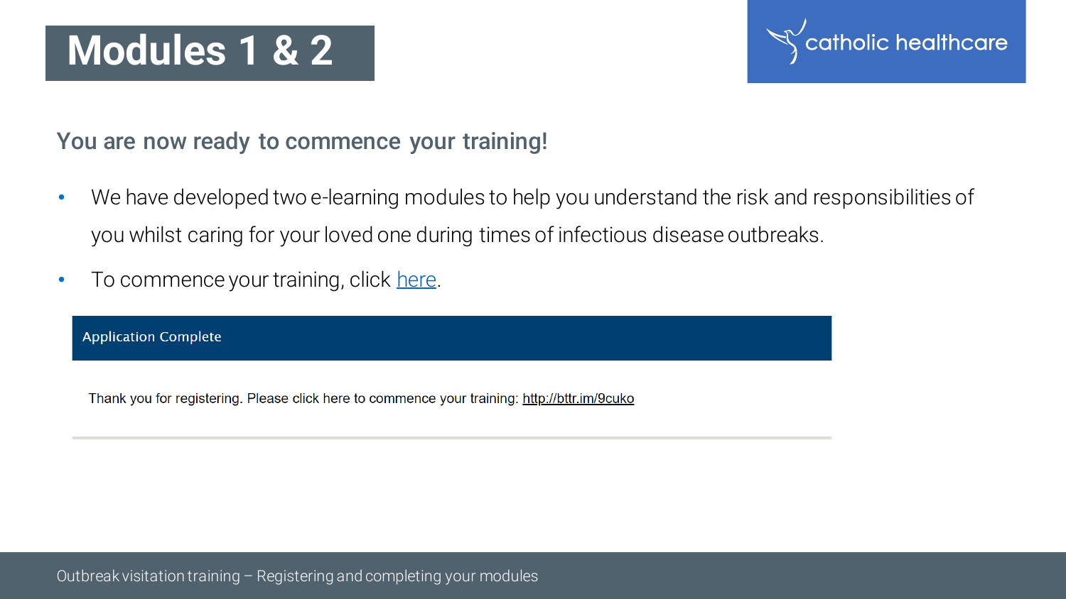# Modules 1 & 2

## You are now ready to commence your training!

- We have developed two e-learning modules to help you understand the risk and responsibilities of you whilst caring for your loved one during times of infectious disease outbreaks.
- To commence your training, click here.

**Application Complete**

Thank you for registering. Please click here to commence your training: http://bttr.im/9cuko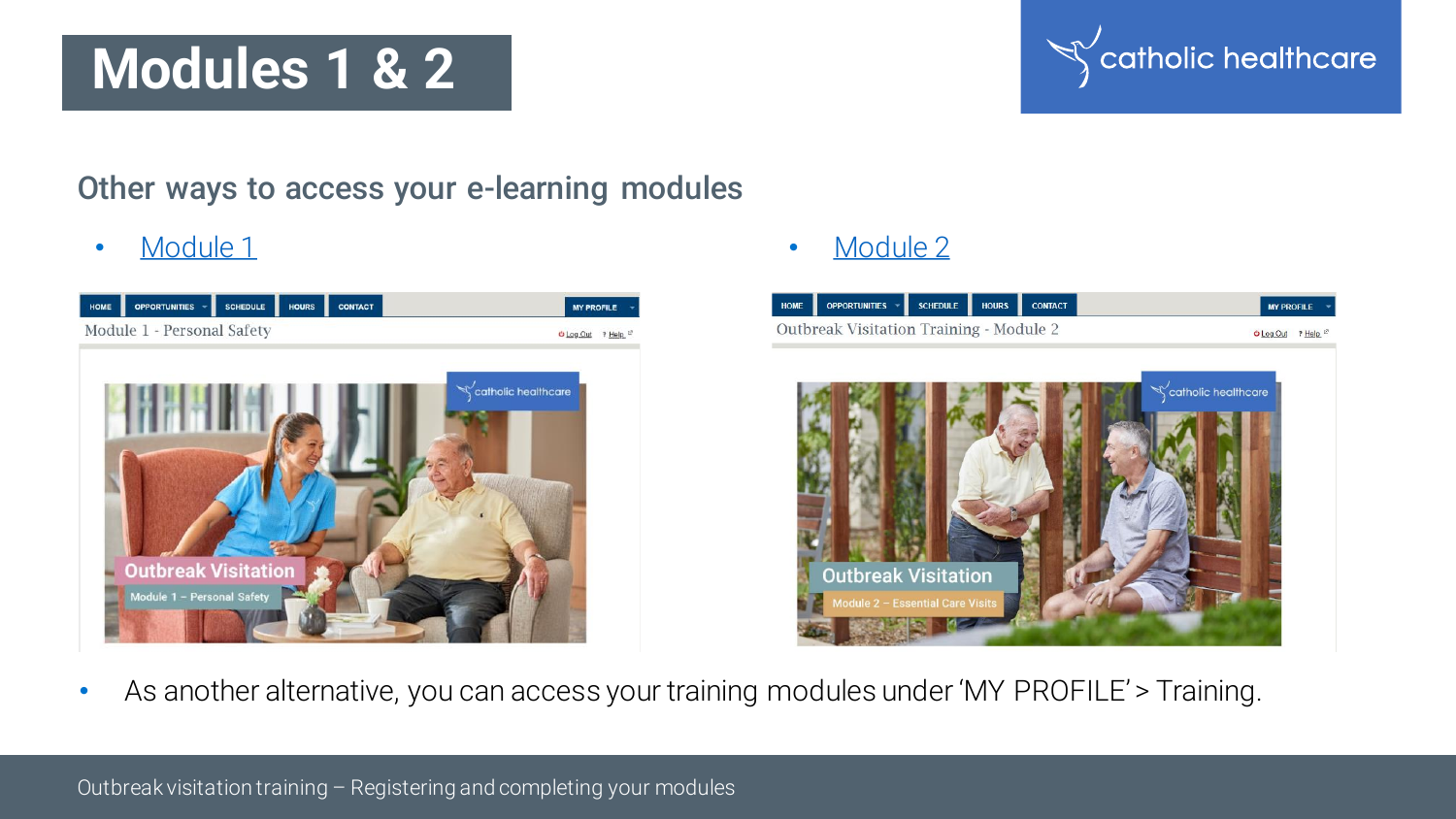# Modules 1 & 2

## Other ways to access your e-learning modules

- Module 1
- Module 2

- As another alternative, you can access your training modules under 'MY PROFILE' > Training.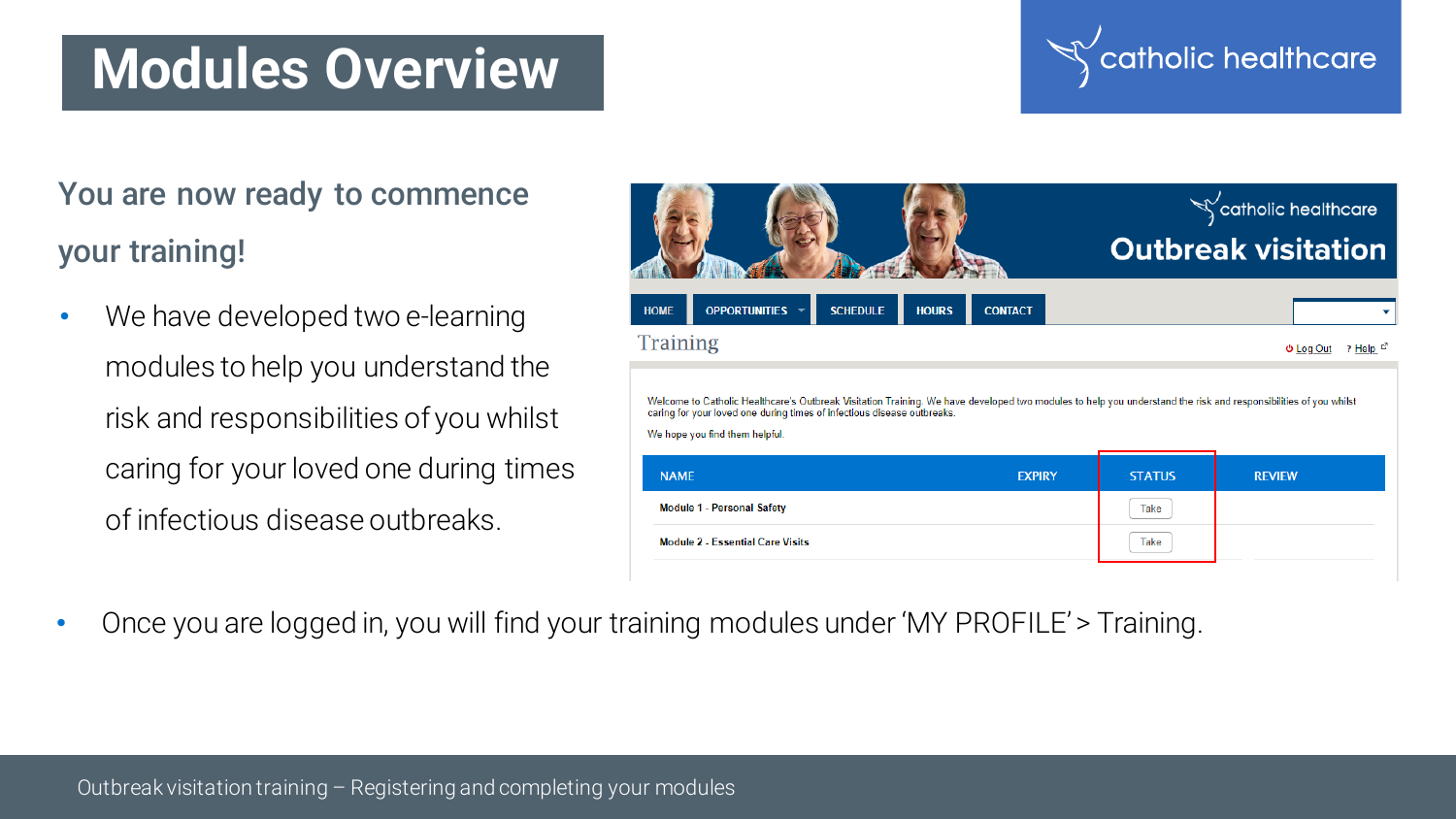# Modules Overview

**You are now ready to commence your training!**

- We have developed two e-learning modules to help you understand the risk and responsibilities of you whilst caring for your loved one during times of infectious disease outbreaks.

- Once you are logged in, you will find your training modules under 'MY PROFILE' > Training.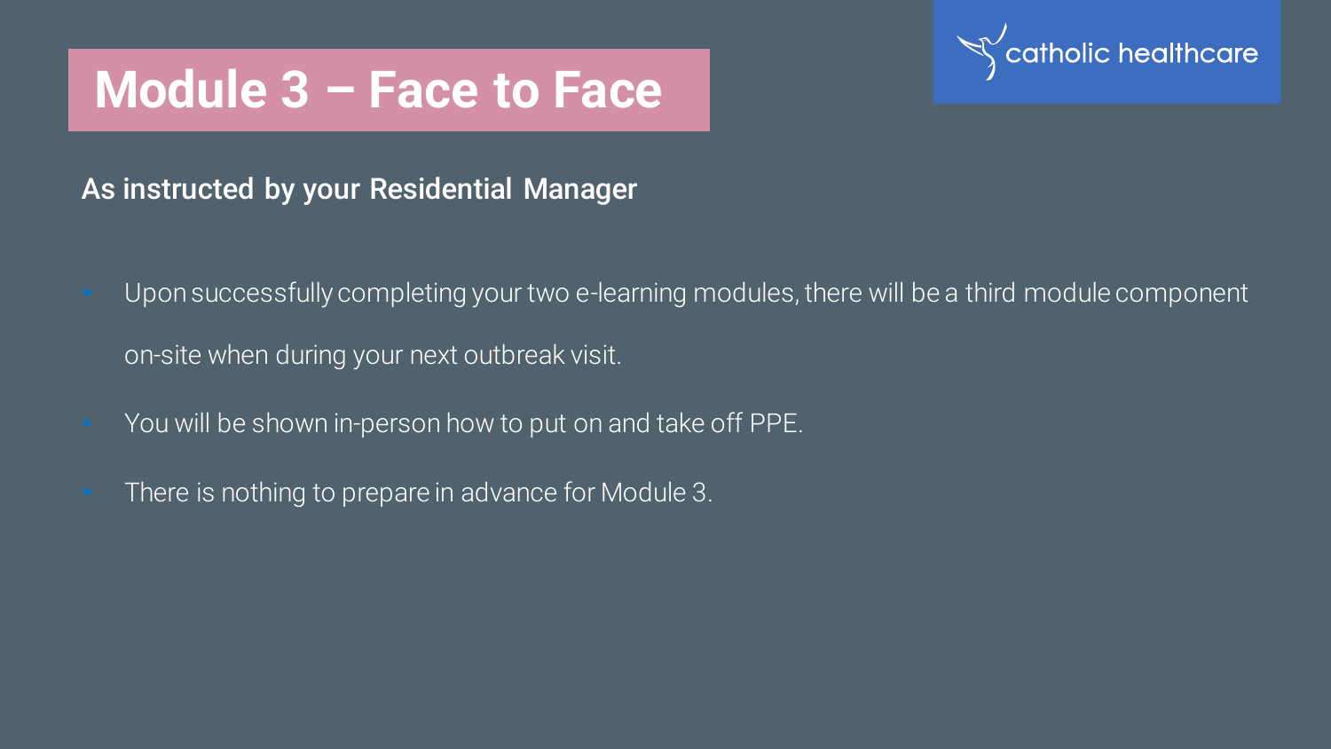# Module 3 – Face to Face

catholic healthcare

**As instructed by your Residential Manager**

- Upon successfully completing your two e-learning modules, there will be a third module component on-site when during your next outbreak visit.
- You will be shown in-person how to put on and take off PPE.
- There is nothing to prepare in advance for Module 3.